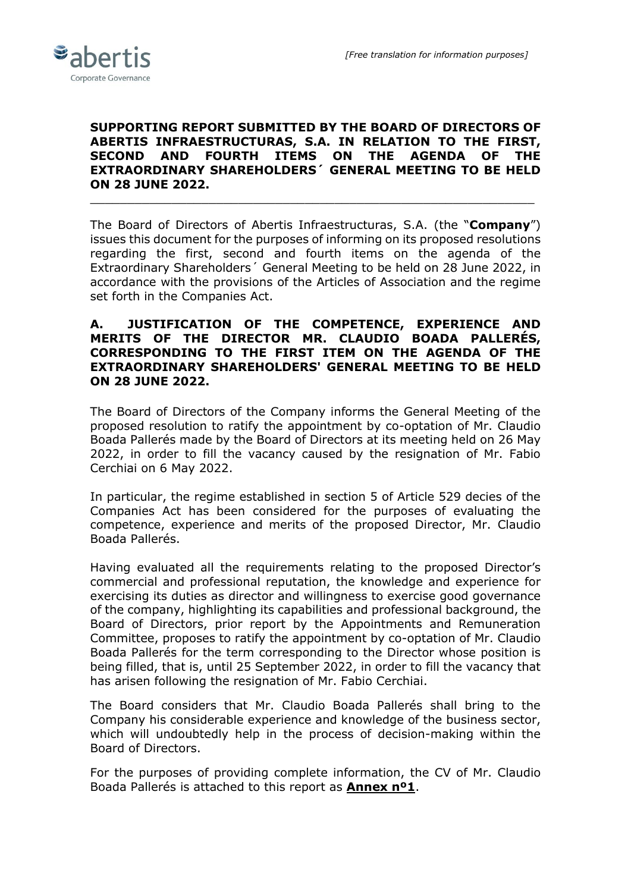*[Free translation for information purposes]*

**SUPPORTING REPORT SUBMITTED BY THE BOARD OF DIRECTORS OF ABERTIS INFRAESTRUCTURAS, S.A. IN RELATION TO THE FIRST, SECOND AND FOURTH ITEMS ON THE AGENDA OF THE EXTRAORDINARY SHAREHOLDERS´ GENERAL MEETING TO BE HELD ON 28 JUNE 2022.**

---

The Board of Directors of Abertis Infraestructuras, S.A. (the "**Company**") issues this document for the purposes of informing on its proposed resolutions regarding the first, second and fourth items on the agenda of the Extraordinary Shareholders´ General Meeting to be held on 28 June 2022, in accordance with the provisions of the Articles of Association and the regime set forth in the Companies Act.

**A. JUSTIFICATION OF THE COMPETENCE, EXPERIENCE AND MERITS OF THE DIRECTOR MR. CLAUDIO BOADA PALLERÉS, CORRESPONDING TO THE FIRST ITEM ON THE AGENDA OF THE EXTRAORDINARY SHAREHOLDERS' GENERAL MEETING TO BE HELD ON 28 JUNE 2022.**

The Board of Directors of the Company informs the General Meeting of the proposed resolution to ratify the appointment by co-optation of Mr. Claudio Boada Pallerés made by the Board of Directors at its meeting held on 26 May 2022, in order to fill the vacancy caused by the resignation of Mr. Fabio Cerchiai on 6 May 2022.

In particular, the regime established in section 5 of Article 529 decies of the Companies Act has been considered for the purposes of evaluating the competence, experience and merits of the proposed Director, Mr. Claudio Boada Pallerés.

Having evaluated all the requirements relating to the proposed Director's commercial and professional reputation, the knowledge and experience for exercising its duties as director and willingness to exercise good governance of the company, highlighting its capabilities and professional background, the Board of Directors, prior report by the Appointments and Remuneration Committee, proposes to ratify the appointment by co-optation of Mr. Claudio Boada Pallerés for the term corresponding to the Director whose position is being filled, that is, until 25 September 2022, in order to fill the vacancy that has arisen following the resignation of Mr. Fabio Cerchiai.

The Board considers that Mr. Claudio Boada Pallerés shall bring to the Company his considerable experience and knowledge of the business sector, which will undoubtedly help in the process of decision-making within the Board of Directors.

For the purposes of providing complete information, the CV of Mr. Claudio Boada Pallerés is attached to this report as **Annex nº1**.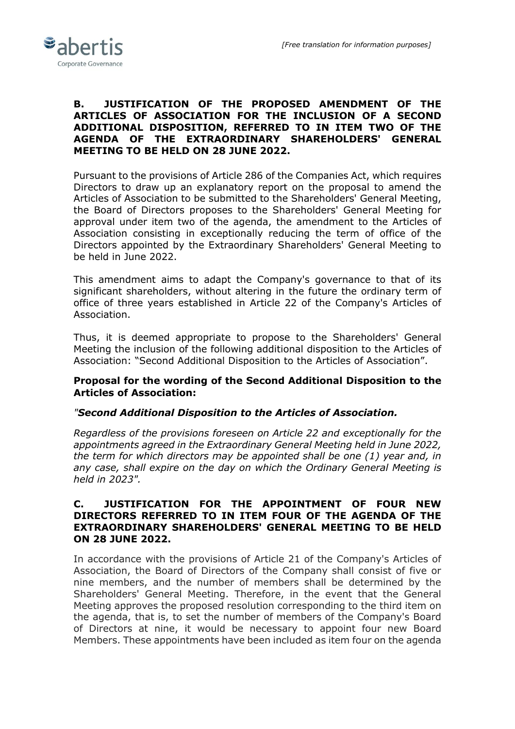## B. JUSTIFICATION OF THE PROPOSED AMENDMENT OF THE ARTICLES OF ASSOCIATION FOR THE INCLUSION OF A SECOND ADDITIONAL DISPOSITION, REFERRED TO IN ITEM TWO OF THE AGENDA OF THE EXTRAORDINARY SHAREHOLDERS' GENERAL MEETING TO BE HELD ON 28 JUNE 2022.

Pursuant to the provisions of Article 286 of the Companies Act, which requires Directors to draw up an explanatory report on the proposal to amend the Articles of Association to be submitted to the Shareholders' General Meeting, the Board of Directors proposes to the Shareholders' General Meeting for approval under item two of the agenda, the amendment to the Articles of Association consisting in exceptionally reducing the term of office of the Directors appointed by the Extraordinary Shareholders' General Meeting to be held in June 2022.

This amendment aims to adapt the Company's governance to that of its significant shareholders, without altering in the future the ordinary term of office of three years established in Article 22 of the Company's Articles of Association.

Thus, it is deemed appropriate to propose to the Shareholders' General Meeting the inclusion of the following additional disposition to the Articles of Association: "Second Additional Disposition to the Articles of Association".

**Proposal for the wording of the Second Additional Disposition to the Articles of Association:**

*"**Second Additional Disposition to the Articles of Association.***

*Regardless of the provisions foreseen on Article 22 and exceptionally for the appointments agreed in the Extraordinary General Meeting held in June 2022, the term for which directors may be appointed shall be one (1) year and, in any case, shall expire on the day on which the Ordinary General Meeting is held in 2023".*

## C. JUSTIFICATION FOR THE APPOINTMENT OF FOUR NEW DIRECTORS REFERRED TO IN ITEM FOUR OF THE AGENDA OF THE EXTRAORDINARY SHAREHOLDERS' GENERAL MEETING TO BE HELD ON 28 JUNE 2022.

In accordance with the provisions of Article 21 of the Company's Articles of Association, the Board of Directors of the Company shall consist of five or nine members, and the number of members shall be determined by the Shareholders' General Meeting. Therefore, in the event that the General Meeting approves the proposed resolution corresponding to the third item on the agenda, that is, to set the number of members of the Company's Board of Directors at nine, it would be necessary to appoint four new Board Members. These appointments have been included as item four on the agenda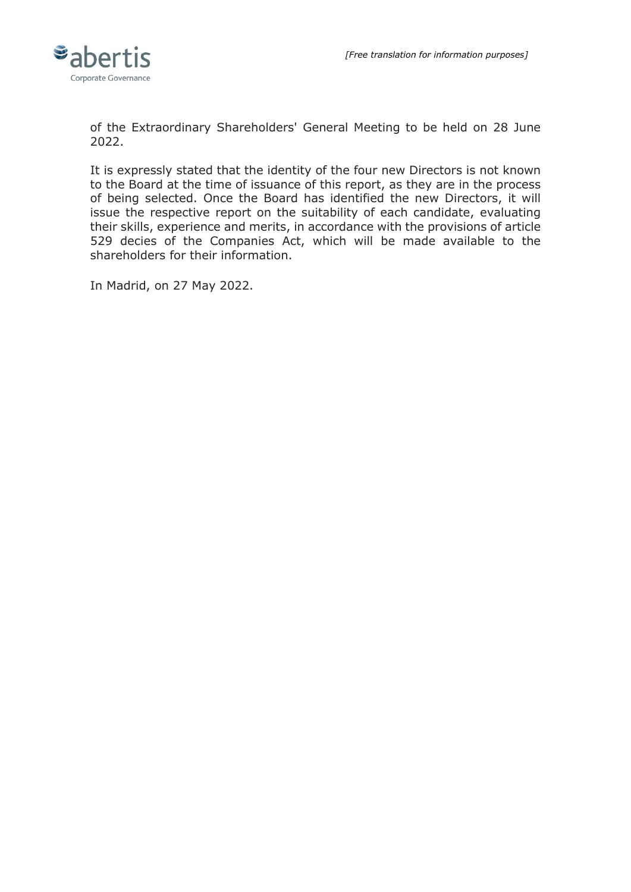of the Extraordinary Shareholders' General Meeting to be held on 28 June 2022.

It is expressly stated that the identity of the four new Directors is not known to the Board at the time of issuance of this report, as they are in the process of being selected. Once the Board has identified the new Directors, it will issue the respective report on the suitability of each candidate, evaluating their skills, experience and merits, in accordance with the provisions of article 529 decies of the Companies Act, which will be made available to the shareholders for their information.

In Madrid, on 27 May 2022.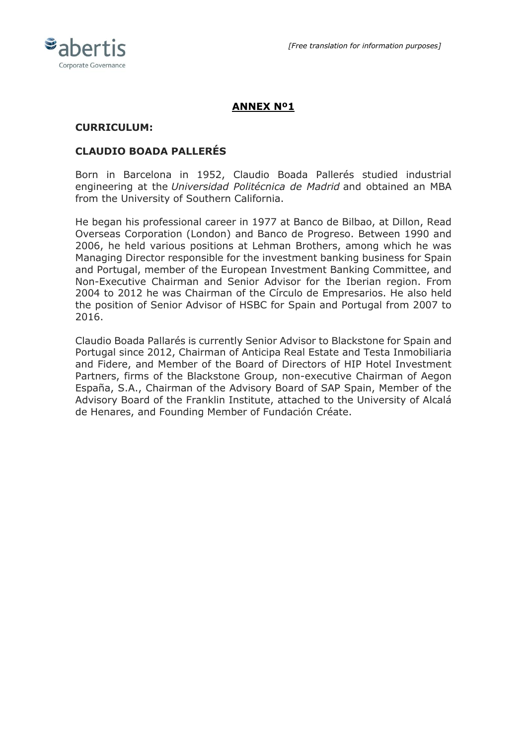*[Free translation for information purposes]*

## ANNEX Nº1

**CURRICULUM:**

**CLAUDIO BOADA PALLERÉS**

Born in Barcelona in 1952, Claudio Boada Pallerés studied industrial engineering at the *Universidad Politécnica de Madrid* and obtained an MBA from the University of Southern California.

He began his professional career in 1977 at Banco de Bilbao, at Dillon, Read Overseas Corporation (London) and Banco de Progreso. Between 1990 and 2006, he held various positions at Lehman Brothers, among which he was Managing Director responsible for the investment banking business for Spain and Portugal, member of the European Investment Banking Committee, and Non-Executive Chairman and Senior Advisor for the Iberian region. From 2004 to 2012 he was Chairman of the Círculo de Empresarios. He also held the position of Senior Advisor of HSBC for Spain and Portugal from 2007 to 2016.

Claudio Boada Pallarés is currently Senior Advisor to Blackstone for Spain and Portugal since 2012, Chairman of Anticipa Real Estate and Testa Inmobiliaria and Fidere, and Member of the Board of Directors of HIP Hotel Investment Partners, firms of the Blackstone Group, non-executive Chairman of Aegon España, S.A., Chairman of the Advisory Board of SAP Spain, Member of the Advisory Board of the Franklin Institute, attached to the University of Alcalá de Henares, and Founding Member of Fundación Créate.